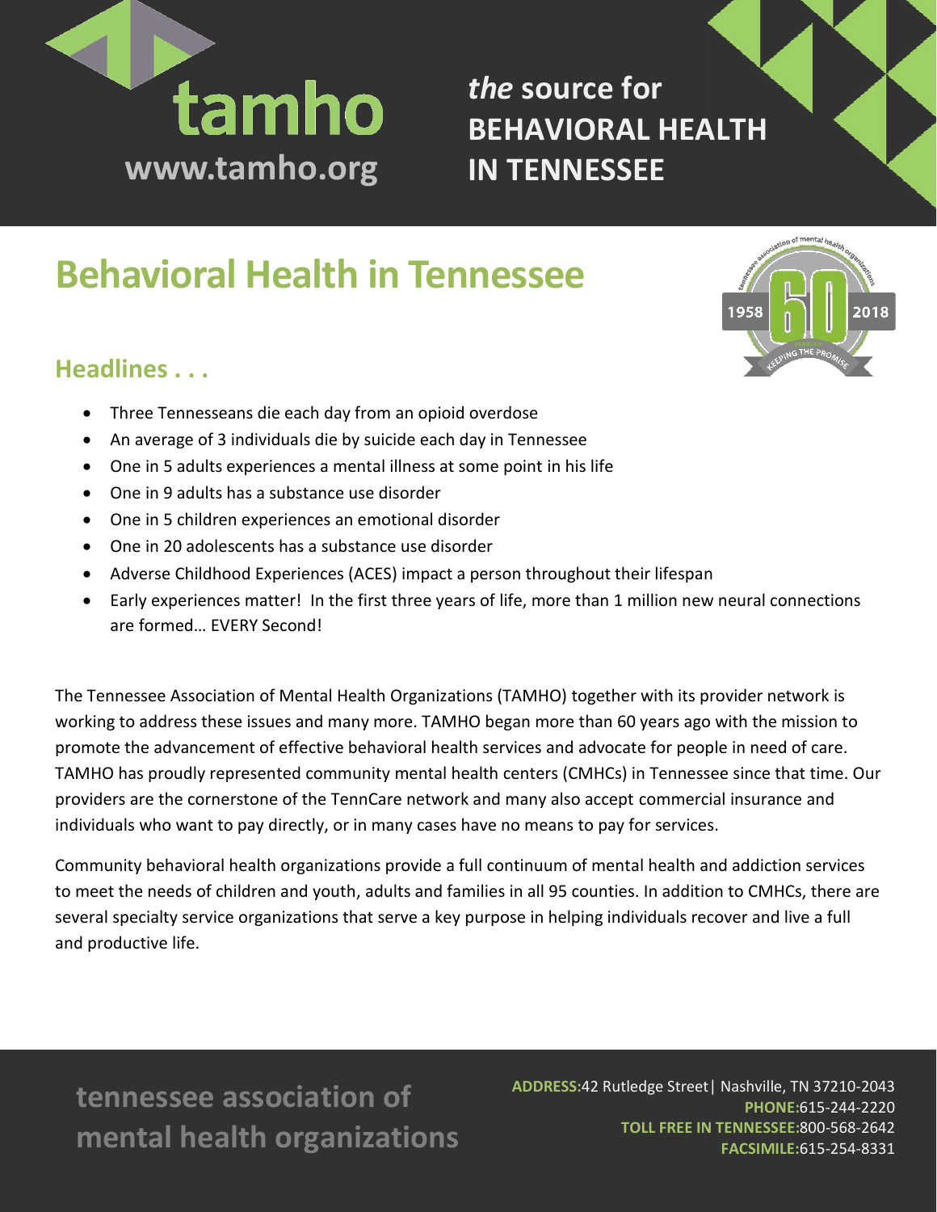tamho

www.tamho.org

*the* **source for BEHAVIORAL HEALTH IN TENNESSEE**

# Behavioral Health in Tennessee

## Headlines . . .

- Three Tennesseans die each day from an opioid overdose
- An average of 3 individuals die by suicide each day in Tennessee
- One in 5 adults experiences a mental illness at some point in his life
- One in 9 adults has a substance use disorder
- One in 5 children experiences an emotional disorder
- One in 20 adolescents has a substance use disorder
- Adverse Childhood Experiences (ACES) impact a person throughout their lifespan
- Early experiences matter! In the first three years of life, more than 1 million new neural connections are formed… EVERY Second!

The Tennessee Association of Mental Health Organizations (TAMHO) together with its provider network is working to address these issues and many more. TAMHO began more than 60 years ago with the mission to promote the advancement of effective behavioral health services and advocate for people in need of care. TAMHO has proudly represented community mental health centers (CMHCs) in Tennessee since that time. Our providers are the cornerstone of the TennCare network and many also accept commercial insurance and individuals who want to pay directly, or in many cases have no means to pay for services.

Community behavioral health organizations provide a full continuum of mental health and addiction services to meet the needs of children and youth, adults and families in all 95 counties. In addition to CMHCs, there are several specialty service organizations that serve a key purpose in helping individuals recover and live a full and productive life.

**tennessee association of mental health organizations**

**ADDRESS:** 42 Rutledge Street| Nashville, TN 37210-2043
**PHONE:** 615-244-2220
**TOLL FREE IN TENNESSEE:** 800-568-2642
**FACSIMILE:** 615-254-8331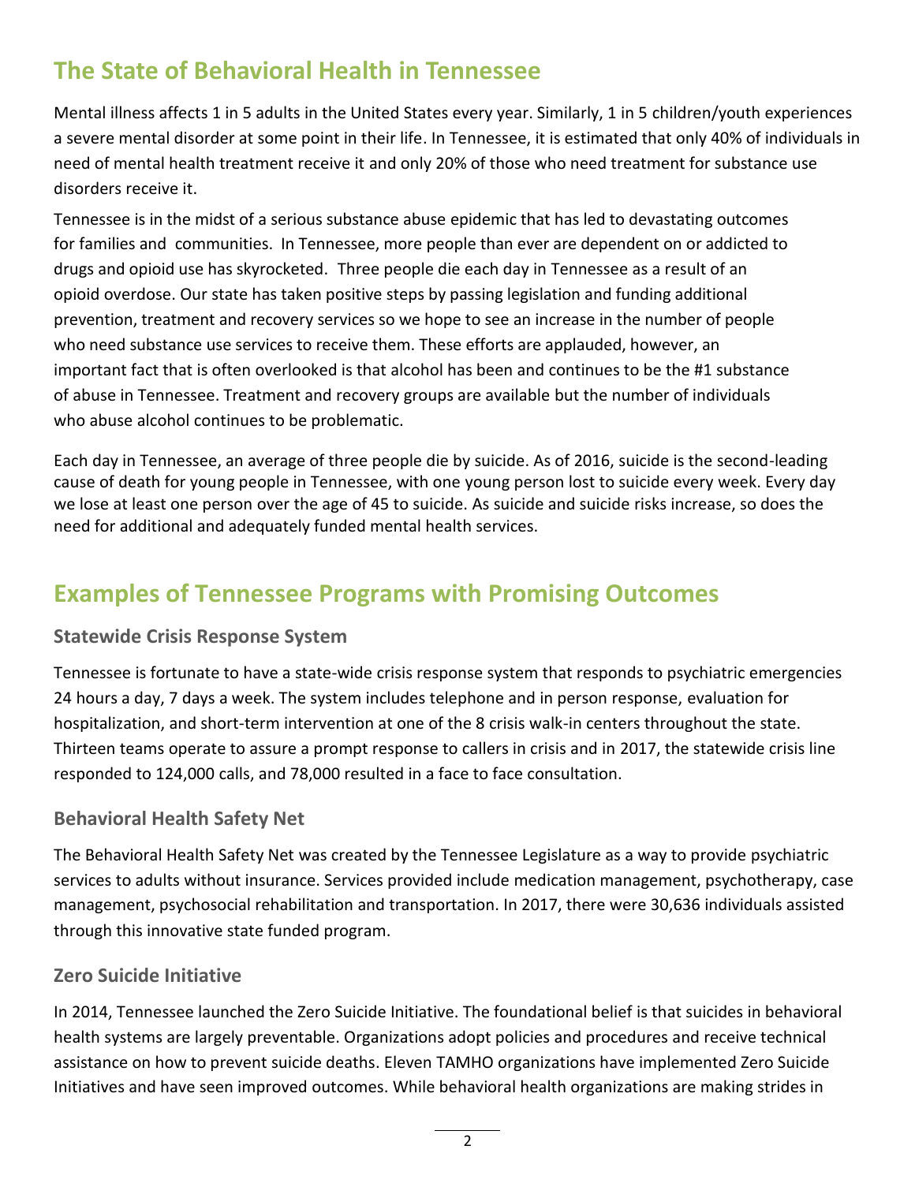## The State of Behavioral Health in Tennessee

Mental illness affects 1 in 5 adults in the United States every year. Similarly, 1 in 5 children/youth experiences a severe mental disorder at some point in their life. In Tennessee, it is estimated that only 40% of individuals in need of mental health treatment receive it and only 20% of those who need treatment for substance use disorders receive it.

Tennessee is in the midst of a serious substance abuse epidemic that has led to devastating outcomes for families and communities. In Tennessee, more people than ever are dependent on or addicted to drugs and opioid use has skyrocketed. Three people die each day in Tennessee as a result of an opioid overdose. Our state has taken positive steps by passing legislation and funding additional prevention, treatment and recovery services so we hope to see an increase in the number of people who need substance use services to receive them. These efforts are applauded, however, an important fact that is often overlooked is that alcohol has been and continues to be the #1 substance of abuse in Tennessee. Treatment and recovery groups are available but the number of individuals who abuse alcohol continues to be problematic.

Each day in Tennessee, an average of three people die by suicide. As of 2016, suicide is the second-leading cause of death for young people in Tennessee, with one young person lost to suicide every week. Every day we lose at least one person over the age of 45 to suicide. As suicide and suicide risks increase, so does the need for additional and adequately funded mental health services.

## Examples of Tennessee Programs with Promising Outcomes

### Statewide Crisis Response System

Tennessee is fortunate to have a state-wide crisis response system that responds to psychiatric emergencies 24 hours a day, 7 days a week. The system includes telephone and in person response, evaluation for hospitalization, and short-term intervention at one of the 8 crisis walk-in centers throughout the state. Thirteen teams operate to assure a prompt response to callers in crisis and in 2017, the statewide crisis line responded to 124,000 calls, and 78,000 resulted in a face to face consultation.

### Behavioral Health Safety Net

The Behavioral Health Safety Net was created by the Tennessee Legislature as a way to provide psychiatric services to adults without insurance. Services provided include medication management, psychotherapy, case management, psychosocial rehabilitation and transportation. In 2017, there were 30,636 individuals assisted through this innovative state funded program.

### Zero Suicide Initiative

In 2014, Tennessee launched the Zero Suicide Initiative. The foundational belief is that suicides in behavioral health systems are largely preventable. Organizations adopt policies and procedures and receive technical assistance on how to prevent suicide deaths. Eleven TAMHO organizations have implemented Zero Suicide Initiatives and have seen improved outcomes. While behavioral health organizations are making strides in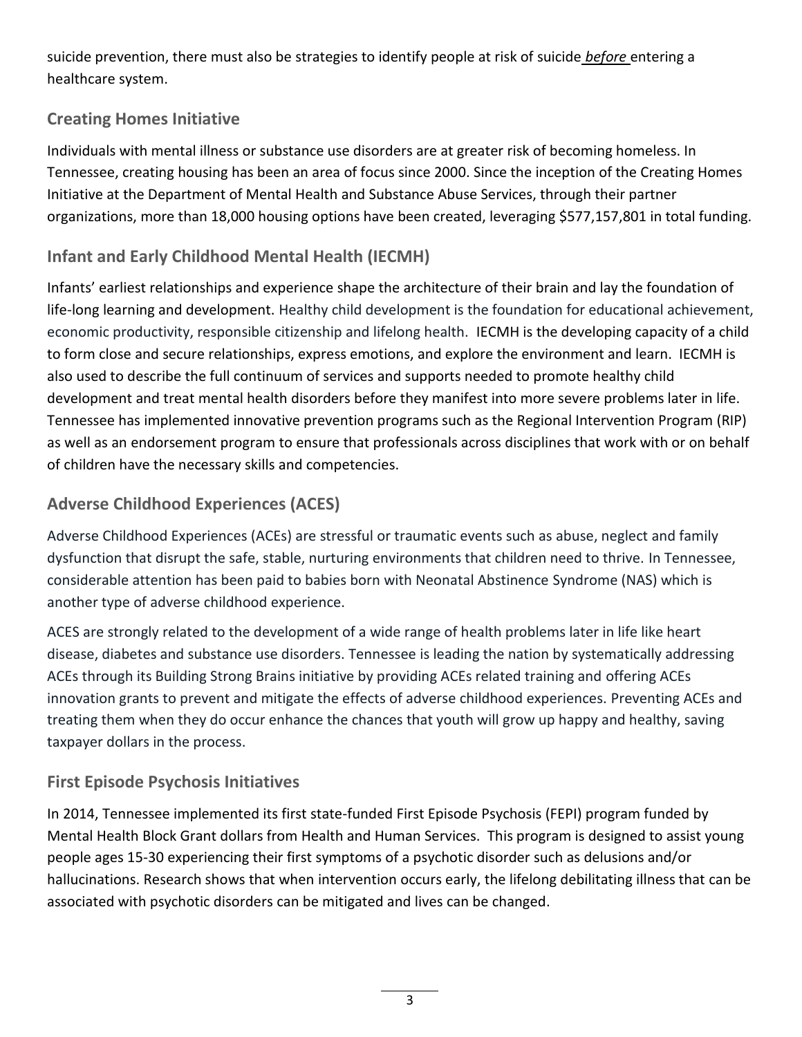suicide prevention, there must also be strategies to identify people at risk of suicide ***before*** entering a healthcare system.

## Creating Homes Initiative

Individuals with mental illness or substance use disorders are at greater risk of becoming homeless. In Tennessee, creating housing has been an area of focus since 2000. Since the inception of the Creating Homes Initiative at the Department of Mental Health and Substance Abuse Services, through their partner organizations, more than 18,000 housing options have been created, leveraging $577,157,801 in total funding.

## Infant and Early Childhood Mental Health (IECMH)

Infants' earliest relationships and experience shape the architecture of their brain and lay the foundation of life-long learning and development. Healthy child development is the foundation for educational achievement, economic productivity, responsible citizenship and lifelong health. IECMH is the developing capacity of a child to form close and secure relationships, express emotions, and explore the environment and learn. IECMH is also used to describe the full continuum of services and supports needed to promote healthy child development and treat mental health disorders before they manifest into more severe problems later in life. Tennessee has implemented innovative prevention programs such as the Regional Intervention Program (RIP) as well as an endorsement program to ensure that professionals across disciplines that work with or on behalf of children have the necessary skills and competencies.

## Adverse Childhood Experiences (ACES)

Adverse Childhood Experiences (ACEs) are stressful or traumatic events such as abuse, neglect and family dysfunction that disrupt the safe, stable, nurturing environments that children need to thrive. In Tennessee, considerable attention has been paid to babies born with Neonatal Abstinence Syndrome (NAS) which is another type of adverse childhood experience.

ACES are strongly related to the development of a wide range of health problems later in life like heart disease, diabetes and substance use disorders. Tennessee is leading the nation by systematically addressing ACEs through its Building Strong Brains initiative by providing ACEs related training and offering ACEs innovation grants to prevent and mitigate the effects of adverse childhood experiences. Preventing ACEs and treating them when they do occur enhance the chances that youth will grow up happy and healthy, saving taxpayer dollars in the process.

## First Episode Psychosis Initiatives

In 2014, Tennessee implemented its first state-funded First Episode Psychosis (FEPI) program funded by Mental Health Block Grant dollars from Health and Human Services. This program is designed to assist young people ages 15-30 experiencing their first symptoms of a psychotic disorder such as delusions and/or hallucinations. Research shows that when intervention occurs early, the lifelong debilitating illness that can be associated with psychotic disorders can be mitigated and lives can be changed.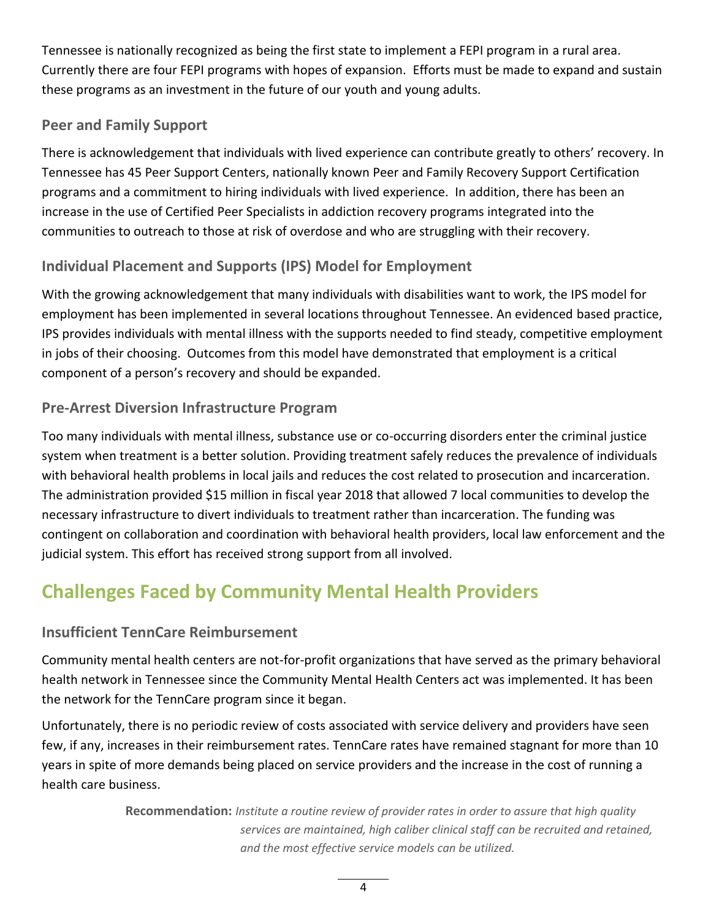Tennessee is nationally recognized as being the first state to implement a FEPI program in a rural area. Currently there are four FEPI programs with hopes of expansion. Efforts must be made to expand and sustain these programs as an investment in the future of our youth and young adults.

### Peer and Family Support

There is acknowledgement that individuals with lived experience can contribute greatly to others' recovery. In Tennessee has 45 Peer Support Centers, nationally known Peer and Family Recovery Support Certification programs and a commitment to hiring individuals with lived experience. In addition, there has been an increase in the use of Certified Peer Specialists in addiction recovery programs integrated into the communities to outreach to those at risk of overdose and who are struggling with their recovery.

### Individual Placement and Supports (IPS) Model for Employment

With the growing acknowledgement that many individuals with disabilities want to work, the IPS model for employment has been implemented in several locations throughout Tennessee. An evidenced based practice, IPS provides individuals with mental illness with the supports needed to find steady, competitive employment in jobs of their choosing. Outcomes from this model have demonstrated that employment is a critical component of a person's recovery and should be expanded.

### Pre-Arrest Diversion Infrastructure Program

Too many individuals with mental illness, substance use or co-occurring disorders enter the criminal justice system when treatment is a better solution. Providing treatment safely reduces the prevalence of individuals with behavioral health problems in local jails and reduces the cost related to prosecution and incarceration. The administration provided $15 million in fiscal year 2018 that allowed 7 local communities to develop the necessary infrastructure to divert individuals to treatment rather than incarceration. The funding was contingent on collaboration and coordination with behavioral health providers, local law enforcement and the judicial system. This effort has received strong support from all involved.

## Challenges Faced by Community Mental Health Providers

### Insufficient TennCare Reimbursement

Community mental health centers are not-for-profit organizations that have served as the primary behavioral health network in Tennessee since the Community Mental Health Centers act was implemented. It has been the network for the TennCare program since it began.

Unfortunately, there is no periodic review of costs associated with service delivery and providers have seen few, if any, increases in their reimbursement rates. TennCare rates have remained stagnant for more than 10 years in spite of more demands being placed on service providers and the increase in the cost of running a health care business.

**Recommendation:** *Institute a routine review of provider rates in order to assure that high quality services are maintained, high caliber clinical staff can be recruited and retained, and the most effective service models can be utilized.*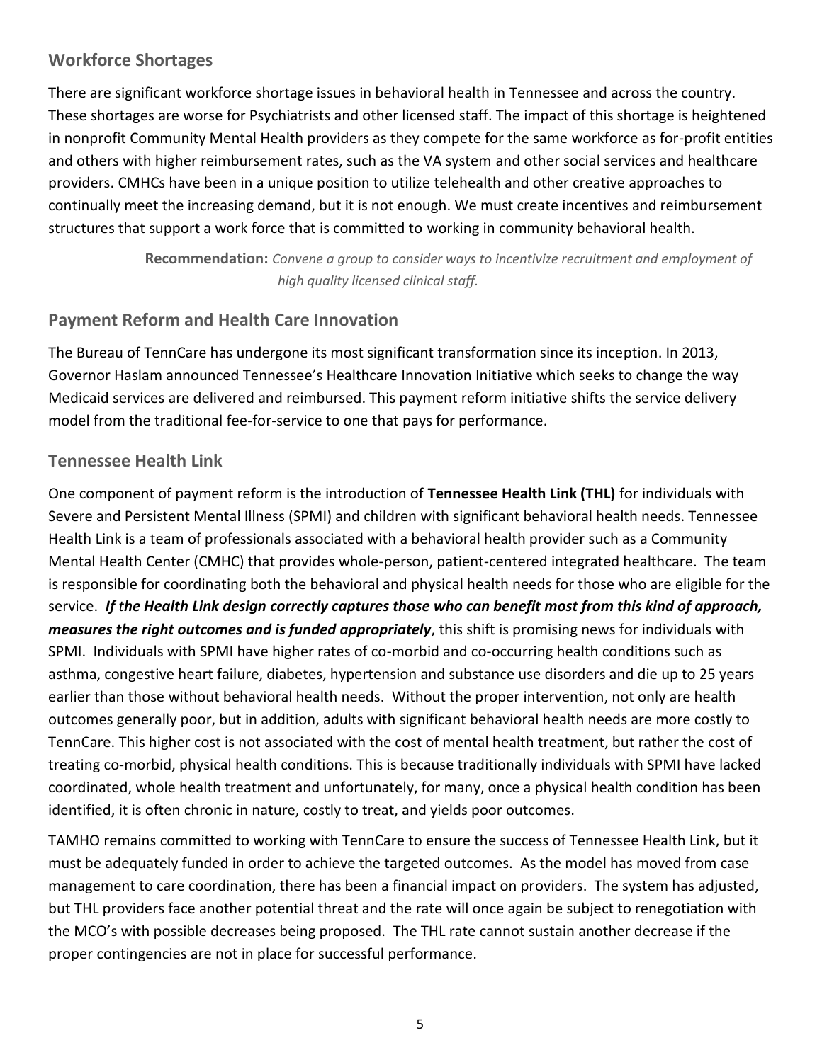## Workforce Shortages

There are significant workforce shortage issues in behavioral health in Tennessee and across the country. These shortages are worse for Psychiatrists and other licensed staff. The impact of this shortage is heightened in nonprofit Community Mental Health providers as they compete for the same workforce as for-profit entities and others with higher reimbursement rates, such as the VA system and other social services and healthcare providers. CMHCs have been in a unique position to utilize telehealth and other creative approaches to continually meet the increasing demand, but it is not enough. We must create incentives and reimbursement structures that support a work force that is committed to working in community behavioral health.

> **Recommendation:** *Convene a group to consider ways to incentivize recruitment and employment of high quality licensed clinical staff.*

## Payment Reform and Health Care Innovation

The Bureau of TennCare has undergone its most significant transformation since its inception. In 2013, Governor Haslam announced Tennessee's Healthcare Innovation Initiative which seeks to change the way Medicaid services are delivered and reimbursed. This payment reform initiative shifts the service delivery model from the traditional fee-for-service to one that pays for performance.

## Tennessee Health Link

One component of payment reform is the introduction of **Tennessee Health Link (THL)** for individuals with Severe and Persistent Mental Illness (SPMI) and children with significant behavioral health needs. Tennessee Health Link is a team of professionals associated with a behavioral health provider such as a Community Mental Health Center (CMHC) that provides whole-person, patient-centered integrated healthcare. The team is responsible for coordinating both the behavioral and physical health needs for those who are eligible for the service. ***If the Health Link design correctly captures those who can benefit most from this kind of approach, measures the right outcomes and is funded appropriately***, this shift is promising news for individuals with SPMI. Individuals with SPMI have higher rates of co-morbid and co-occurring health conditions such as asthma, congestive heart failure, diabetes, hypertension and substance use disorders and die up to 25 years earlier than those without behavioral health needs. Without the proper intervention, not only are health outcomes generally poor, but in addition, adults with significant behavioral health needs are more costly to TennCare. This higher cost is not associated with the cost of mental health treatment, but rather the cost of treating co-morbid, physical health conditions. This is because traditionally individuals with SPMI have lacked coordinated, whole health treatment and unfortunately, for many, once a physical health condition has been identified, it is often chronic in nature, costly to treat, and yields poor outcomes.

TAMHO remains committed to working with TennCare to ensure the success of Tennessee Health Link, but it must be adequately funded in order to achieve the targeted outcomes. As the model has moved from case management to care coordination, there has been a financial impact on providers. The system has adjusted, but THL providers face another potential threat and the rate will once again be subject to renegotiation with the MCO's with possible decreases being proposed. The THL rate cannot sustain another decrease if the proper contingencies are not in place for successful performance.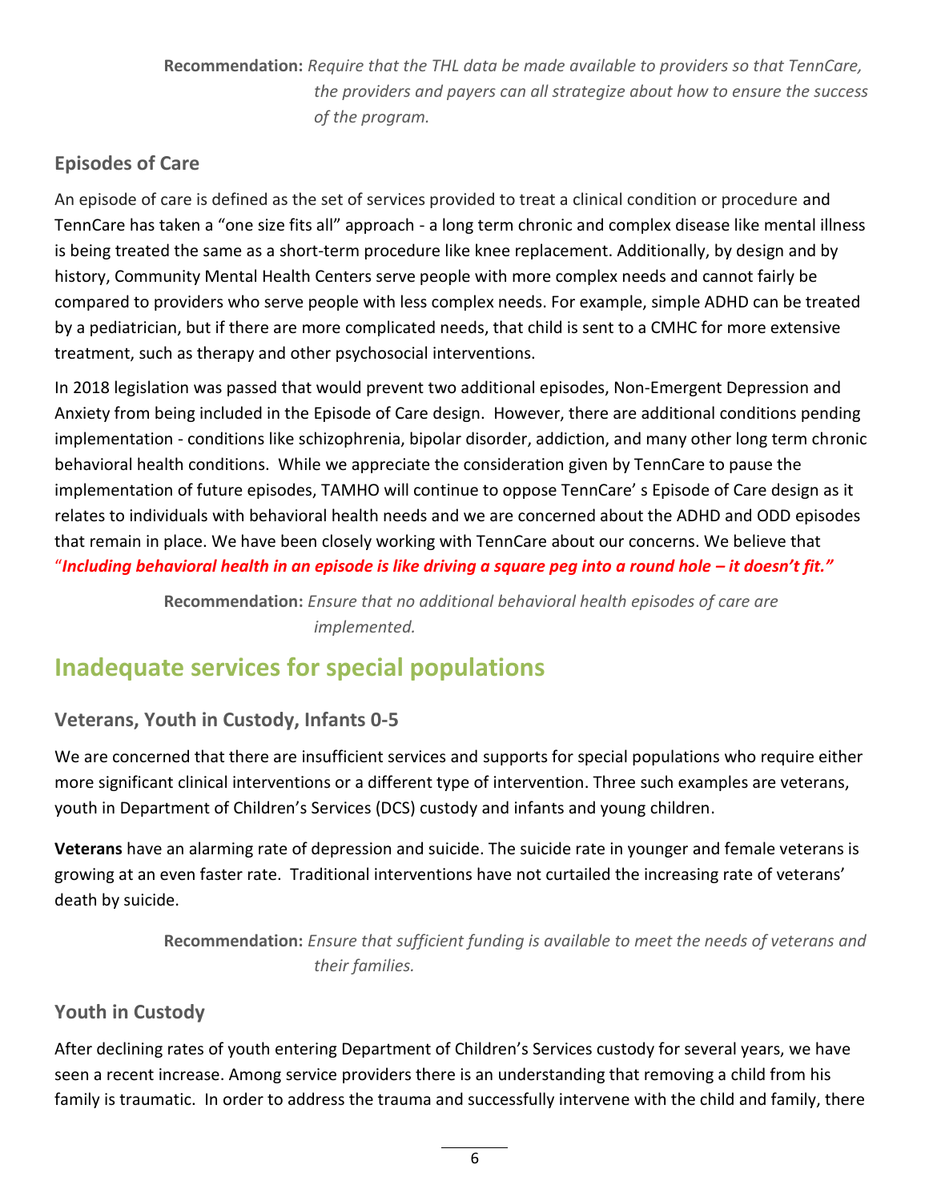**Recommendation:** *Require that the THL data be made available to providers so that TennCare, the providers and payers can all strategize about how to ensure the success of the program.*

### Episodes of Care

An episode of care is defined as the set of services provided to treat a clinical condition or procedure and TennCare has taken a "one size fits all" approach - a long term chronic and complex disease like mental illness is being treated the same as a short-term procedure like knee replacement. Additionally, by design and by history, Community Mental Health Centers serve people with more complex needs and cannot fairly be compared to providers who serve people with less complex needs. For example, simple ADHD can be treated by a pediatrician, but if there are more complicated needs, that child is sent to a CMHC for more extensive treatment, such as therapy and other psychosocial interventions.

In 2018 legislation was passed that would prevent two additional episodes, Non-Emergent Depression and Anxiety from being included in the Episode of Care design. However, there are additional conditions pending implementation - conditions like schizophrenia, bipolar disorder, addiction, and many other long term chronic behavioral health conditions. While we appreciate the consideration given by TennCare to pause the implementation of future episodes, TAMHO will continue to oppose TennCare' s Episode of Care design as it relates to individuals with behavioral health needs and we are concerned about the ADHD and ODD episodes that remain in place. We have been closely working with TennCare about our concerns. We believe that "***Including behavioral health in an episode is like driving a square peg into a round hole – it doesn't fit."***

**Recommendation:** *Ensure that no additional behavioral health episodes of care are implemented.*

## Inadequate services for special populations

### Veterans, Youth in Custody, Infants 0-5

We are concerned that there are insufficient services and supports for special populations who require either more significant clinical interventions or a different type of intervention. Three such examples are veterans, youth in Department of Children's Services (DCS) custody and infants and young children.

**Veterans** have an alarming rate of depression and suicide. The suicide rate in younger and female veterans is growing at an even faster rate. Traditional interventions have not curtailed the increasing rate of veterans' death by suicide.

**Recommendation:** *Ensure that sufficient funding is available to meet the needs of veterans and their families.*

### Youth in Custody

After declining rates of youth entering Department of Children's Services custody for several years, we have seen a recent increase. Among service providers there is an understanding that removing a child from his family is traumatic. In order to address the trauma and successfully intervene with the child and family, there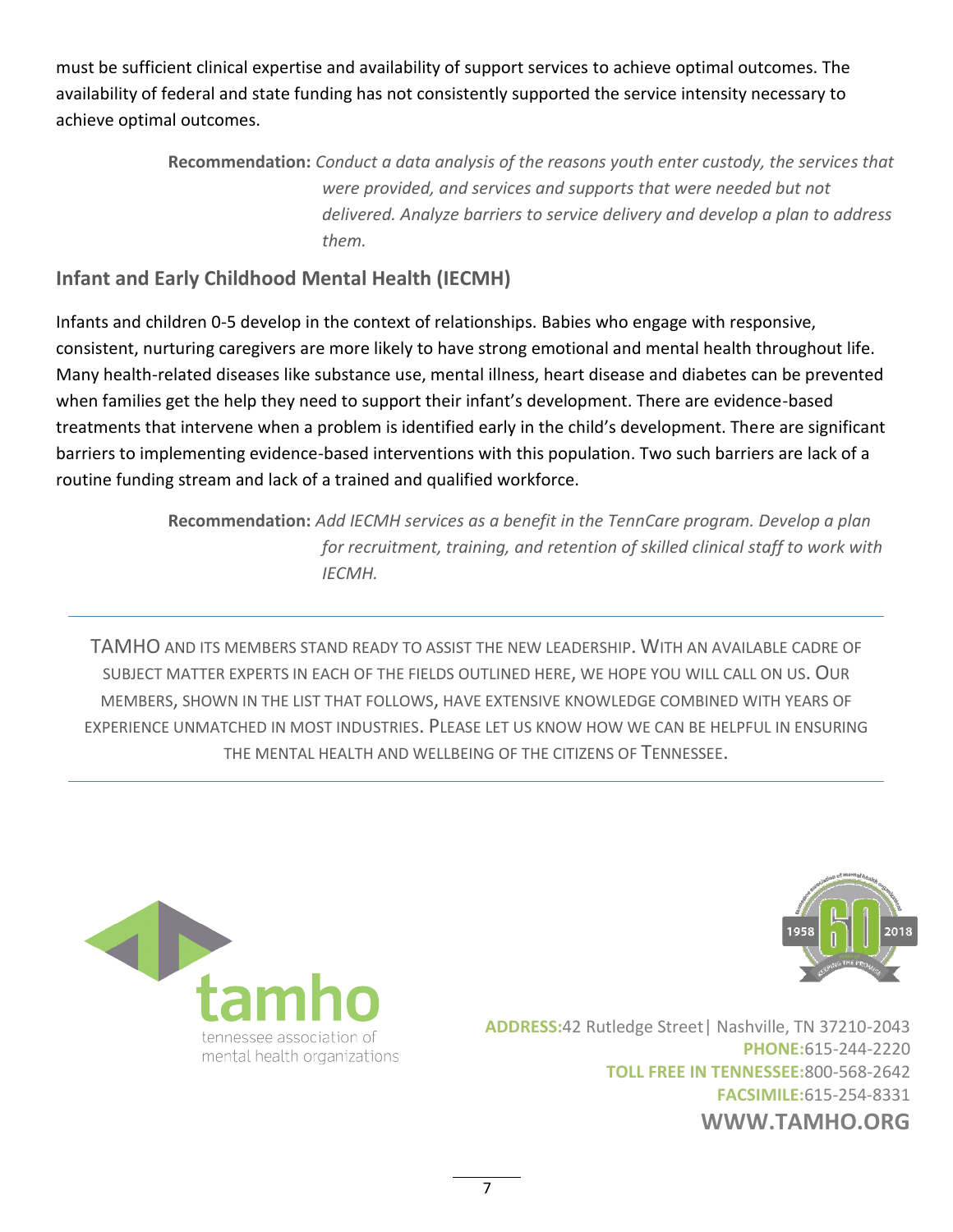must be sufficient clinical expertise and availability of support services to achieve optimal outcomes. The availability of federal and state funding has not consistently supported the service intensity necessary to achieve optimal outcomes.

> **Recommendation:** *Conduct a data analysis of the reasons youth enter custody, the services that were provided, and services and supports that were needed but not delivered. Analyze barriers to service delivery and develop a plan to address them.*

## Infant and Early Childhood Mental Health (IECMH)

Infants and children 0-5 develop in the context of relationships. Babies who engage with responsive, consistent, nurturing caregivers are more likely to have strong emotional and mental health throughout life. Many health-related diseases like substance use, mental illness, heart disease and diabetes can be prevented when families get the help they need to support their infant's development. There are evidence-based treatments that intervene when a problem is identified early in the child's development. There are significant barriers to implementing evidence-based interventions with this population. Two such barriers are lack of a routine funding stream and lack of a trained and qualified workforce.

> **Recommendation:** *Add IECMH services as a benefit in the TennCare program. Develop a plan for recruitment, training, and retention of skilled clinical staff to work with IECMH.*

---

TAMHO AND ITS MEMBERS STAND READY TO ASSIST THE NEW LEADERSHIP. WITH AN AVAILABLE CADRE OF SUBJECT MATTER EXPERTS IN EACH OF THE FIELDS OUTLINED HERE, WE HOPE YOU WILL CALL ON US. OUR MEMBERS, SHOWN IN THE LIST THAT FOLLOWS, HAVE EXTENSIVE KNOWLEDGE COMBINED WITH YEARS OF EXPERIENCE UNMATCHED IN MOST INDUSTRIES. PLEASE LET US KNOW HOW WE CAN BE HELPFUL IN ENSURING THE MENTAL HEALTH AND WELLBEING OF THE CITIZENS OF TENNESSEE.

---

tamho
tennessee association of mental health organizations

1958 60 2018
KEEPING THE PROMISE

**ADDRESS:** 42 Rutledge Street | Nashville, TN 37210-2043
**PHONE:** 615-244-2220
**TOLL FREE IN TENNESSEE:** 800-568-2642
**FACSIMILE:** 615-254-8331
**WWW.TAMHO.ORG**